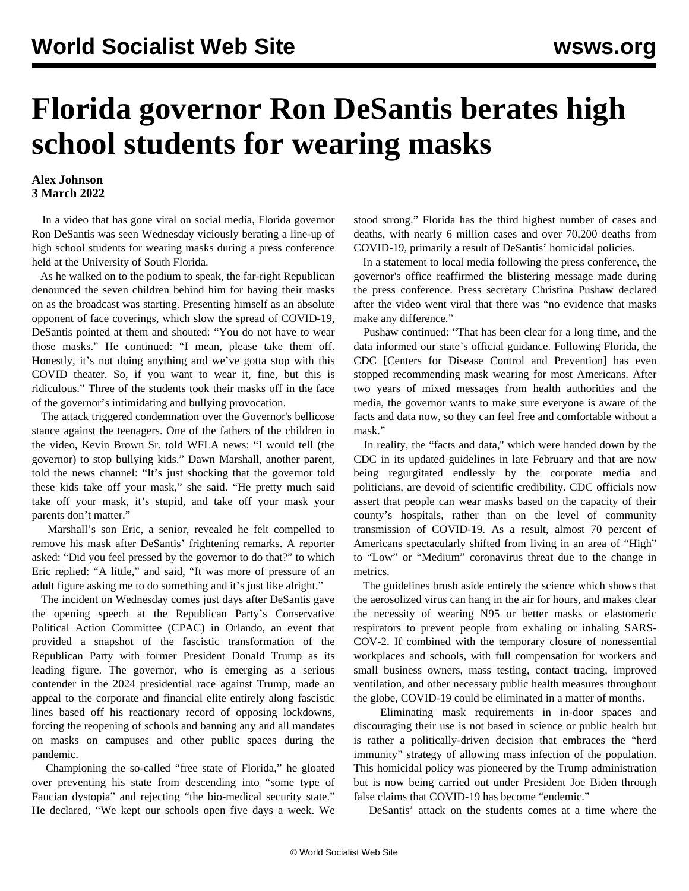# Florida governor Ron DeSantis berates high school students for wearing masks

**Alex Johnson**
**3 March 2022**

In a video that has gone viral on social media, Florida governor Ron DeSantis was seen Wednesday viciously berating a line-up of high school students for wearing masks during a press conference held at the University of South Florida.

As he walked on to the podium to speak, the far-right Republican denounced the seven children behind him for having their masks on as the broadcast was starting. Presenting himself as an absolute opponent of face coverings, which slow the spread of COVID-19, DeSantis pointed at them and shouted: "You do not have to wear those masks." He continued: "I mean, please take them off. Honestly, it's not doing anything and we've gotta stop with this COVID theater. So, if you want to wear it, fine, but this is ridiculous." Three of the students took their masks off in the face of the governor's intimidating and bullying provocation.

The attack triggered condemnation over the Governor's bellicose stance against the teenagers. One of the fathers of the children in the video, Kevin Brown Sr. told WFLA news: "I would tell (the governor) to stop bullying kids." Dawn Marshall, another parent, told the news channel: "It's just shocking that the governor told these kids take off your mask," she said. "He pretty much said take off your mask, it's stupid, and take off your mask your parents don't matter."

Marshall's son Eric, a senior, revealed he felt compelled to remove his mask after DeSantis' frightening remarks. A reporter asked: "Did you feel pressed by the governor to do that?" to which Eric replied: "A little," and said, "It was more of pressure of an adult figure asking me to do something and it's just like alright."

The incident on Wednesday comes just days after DeSantis gave the opening speech at the Republican Party's Conservative Political Action Committee (CPAC) in Orlando, an event that provided a snapshot of the fascistic transformation of the Republican Party with former President Donald Trump as its leading figure. The governor, who is emerging as a serious contender in the 2024 presidential race against Trump, made an appeal to the corporate and financial elite entirely along fascistic lines based off his reactionary record of opposing lockdowns, forcing the reopening of schools and banning any and all mandates on masks on campuses and other public spaces during the pandemic.

Championing the so-called "free state of Florida," he gloated over preventing his state from descending into "some type of Faucian dystopia" and rejecting "the bio-medical security state." He declared, "We kept our schools open five days a week. We stood strong." Florida has the third highest number of cases and deaths, with nearly 6 million cases and over 70,200 deaths from COVID-19, primarily a result of DeSantis' homicidal policies.

In a statement to local media following the press conference, the governor's office reaffirmed the blistering message made during the press conference. Press secretary Christina Pushaw declared after the video went viral that there was "no evidence that masks make any difference."

Pushaw continued: "That has been clear for a long time, and the data informed our state's official guidance. Following Florida, the CDC [Centers for Disease Control and Prevention] has even stopped recommending mask wearing for most Americans. After two years of mixed messages from health authorities and the media, the governor wants to make sure everyone is aware of the facts and data now, so they can feel free and comfortable without a mask."

In reality, the "facts and data," which were handed down by the CDC in its updated guidelines in late February and that are now being regurgitated endlessly by the corporate media and politicians, are devoid of scientific credibility. CDC officials now assert that people can wear masks based on the capacity of their county's hospitals, rather than on the level of community transmission of COVID-19. As a result, almost 70 percent of Americans spectacularly shifted from living in an area of "High" to "Low" or "Medium" coronavirus threat due to the change in metrics.

The guidelines brush aside entirely the science which shows that the aerosolized virus can hang in the air for hours, and makes clear the necessity of wearing N95 or better masks or elastomeric respirators to prevent people from exhaling or inhaling SARS-COV-2. If combined with the temporary closure of nonessential workplaces and schools, with full compensation for workers and small business owners, mass testing, contact tracing, improved ventilation, and other necessary public health measures throughout the globe, COVID-19 could be eliminated in a matter of months.

Eliminating mask requirements in in-door spaces and discouraging their use is not based in science or public health but is rather a politically-driven decision that embraces the "herd immunity" strategy of allowing mass infection of the population. This homicidal policy was pioneered by the Trump administration but is now being carried out under President Joe Biden through false claims that COVID-19 has become "endemic."

DeSantis' attack on the students comes at a time where the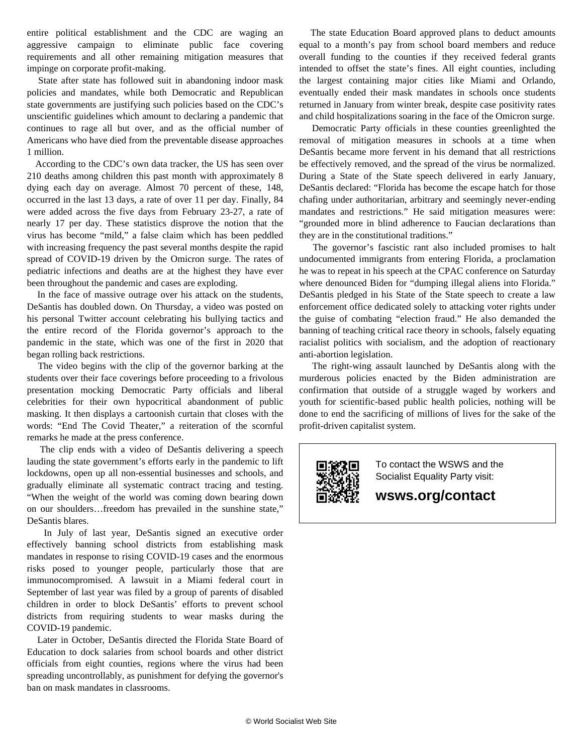entire political establishment and the CDC are waging an aggressive campaign to eliminate public face covering requirements and all other remaining mitigation measures that impinge on corporate profit-making.

State after state has followed suit in abandoning indoor mask policies and mandates, while both Democratic and Republican state governments are justifying such policies based on the CDC's unscientific guidelines which amount to declaring a pandemic that continues to rage all but over, and as the official number of Americans who have died from the preventable disease approaches 1 million.

According to the CDC's own data tracker, the US has seen over 210 deaths among children this past month with approximately 8 dying each day on average. Almost 70 percent of these, 148, occurred in the last 13 days, a rate of over 11 per day. Finally, 84 were added across the five days from February 23-27, a rate of nearly 17 per day. These statistics disprove the notion that the virus has become "mild," a false claim which has been peddled with increasing frequency the past several months despite the rapid spread of COVID-19 driven by the Omicron surge. The rates of pediatric infections and deaths are at the highest they have ever been throughout the pandemic and cases are exploding.

In the face of massive outrage over his attack on the students, DeSantis has doubled down. On Thursday, a video was posted on his personal Twitter account celebrating his bullying tactics and the entire record of the Florida governor's approach to the pandemic in the state, which was one of the first in 2020 that began rolling back restrictions.

The video begins with the clip of the governor barking at the students over their face coverings before proceeding to a frivolous presentation mocking Democratic Party officials and liberal celebrities for their own hypocritical abandonment of public masking. It then displays a cartoonish curtain that closes with the words: "End The Covid Theater," a reiteration of the scornful remarks he made at the press conference.

The clip ends with a video of DeSantis delivering a speech lauding the state government's efforts early in the pandemic to lift lockdowns, open up all non-essential businesses and schools, and gradually eliminate all systematic contract tracing and testing. "When the weight of the world was coming down bearing down on our shoulders…freedom has prevailed in the sunshine state," DeSantis blares.

In July of last year, DeSantis signed an executive order effectively banning school districts from establishing mask mandates in response to rising COVID-19 cases and the enormous risks posed to younger people, particularly those that are immunocompromised. A lawsuit in a Miami federal court in September of last year was filed by a group of parents of disabled children in order to block DeSantis' efforts to prevent school districts from requiring students to wear masks during the COVID-19 pandemic.

Later in October, DeSantis directed the Florida State Board of Education to dock salaries from school boards and other district officials from eight counties, regions where the virus had been spreading uncontrollably, as punishment for defying the governor's ban on mask mandates in classrooms.

The state Education Board approved plans to deduct amounts equal to a month's pay from school board members and reduce overall funding to the counties if they received federal grants intended to offset the state's fines. All eight counties, including the largest containing major cities like Miami and Orlando, eventually ended their mask mandates in schools once students returned in January from winter break, despite case positivity rates and child hospitalizations soaring in the face of the Omicron surge.

Democratic Party officials in these counties greenlighted the removal of mitigation measures in schools at a time when DeSantis became more fervent in his demand that all restrictions be effectively removed, and the spread of the virus be normalized. During a State of the State speech delivered in early January, DeSantis declared: "Florida has become the escape hatch for those chafing under authoritarian, arbitrary and seemingly never-ending mandates and restrictions." He said mitigation measures were: "grounded more in blind adherence to Faucian declarations than they are in the constitutional traditions."

The governor's fascistic rant also included promises to halt undocumented immigrants from entering Florida, a proclamation he was to repeat in his speech at the CPAC conference on Saturday where denounced Biden for "dumping illegal aliens into Florida." DeSantis pledged in his State of the State speech to create a law enforcement office dedicated solely to attacking voter rights under the guise of combating "election fraud." He also demanded the banning of teaching critical race theory in schools, falsely equating racialist politics with socialism, and the adoption of reactionary anti-abortion legislation.

The right-wing assault launched by DeSantis along with the murderous policies enacted by the Biden administration are confirmation that outside of a struggle waged by workers and youth for scientific-based public health policies, nothing will be done to end the sacrificing of millions of lives for the sake of the profit-driven capitalist system.

To contact the WSWS and the Socialist Equality Party visit:

**wsws.org/contact**